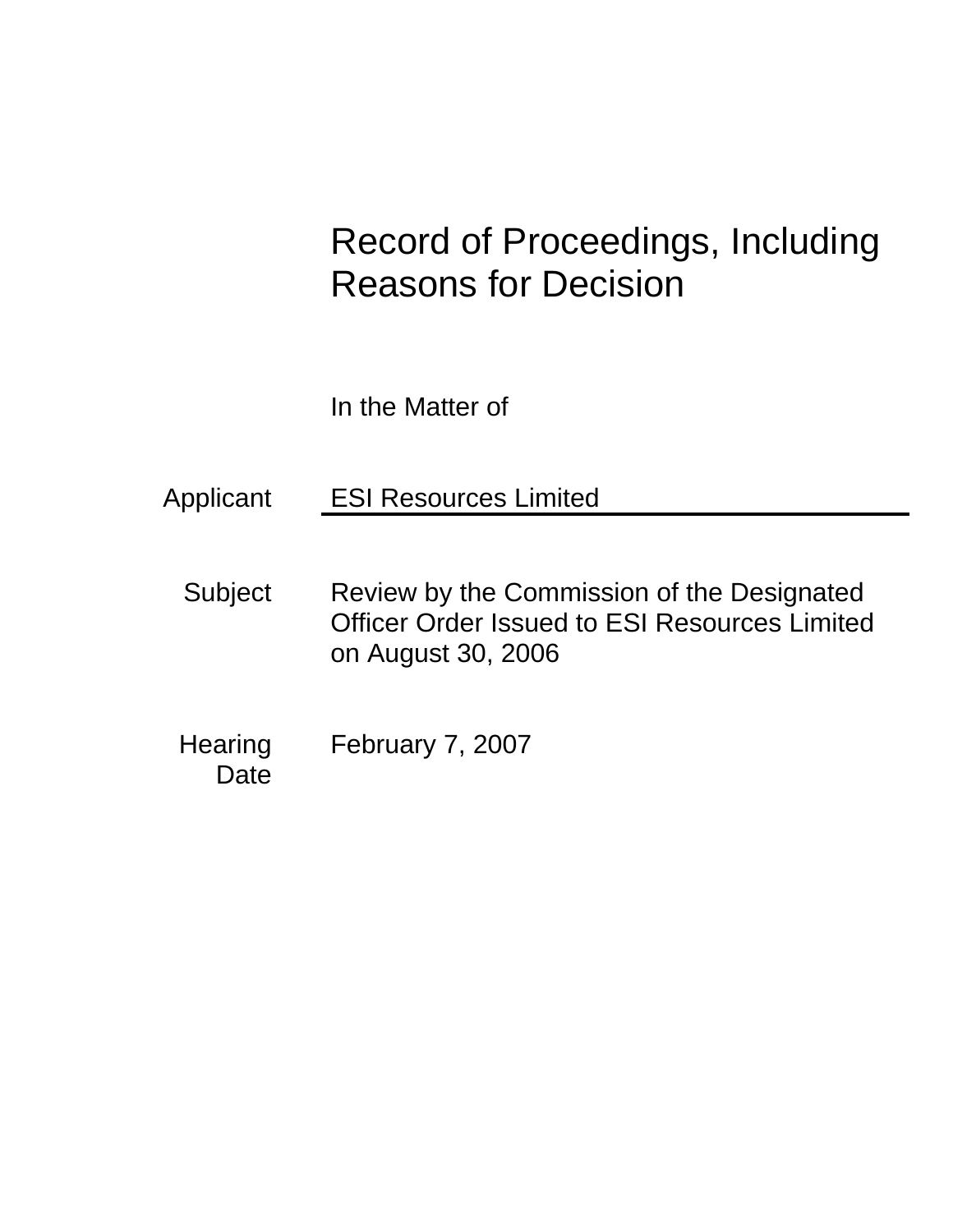# Record of Proceedings, Including Reasons for Decision

In the Matter of

| | |
|---|---|
| Applicant | ESI Resources Limited |
| Subject | Review by the Commission of the Designated Officer Order Issued to ESI Resources Limited on August 30, 2006 |
| Hearing Date | February 7, 2007 |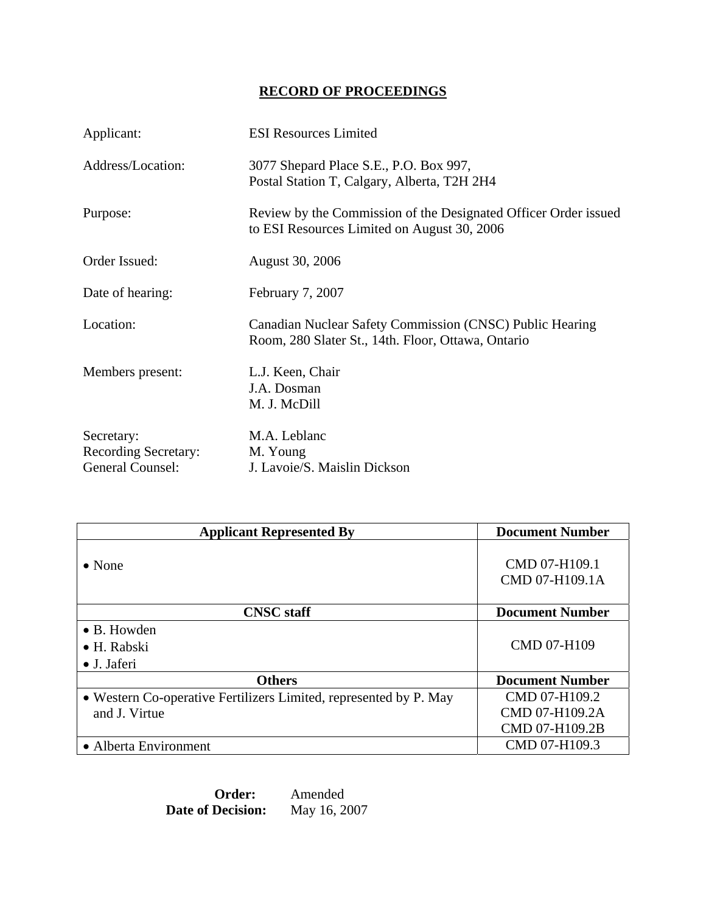# RECORD OF PROCEEDINGS

| | |
|---|---|
| Applicant: | ESI Resources Limited |
| Address/Location: | 3077 Shepard Place S.E., P.O. Box 997, Postal Station T, Calgary, Alberta, T2H 2H4 |
| Purpose: | Review by the Commission of the Designated Officer Order issued to ESI Resources Limited on August 30, 2006 |
| Order Issued: | August 30, 2006 |
| Date of hearing: | February 7, 2007 |
| Location: | Canadian Nuclear Safety Commission (CNSC) Public Hearing Room, 280 Slater St., 14th. Floor, Ottawa, Ontario |
| Members present: | L.J. Keen, Chair<br>J.A. Dosman<br>M. J. McDill |
| Secretary: | M.A. Leblanc |
| Recording Secretary: | M. Young |
| General Counsel: | J. Lavoie/S. Maislin Dickson |

| Applicant Represented By | Document Number |
|---|---|
| • None | CMD 07-H109.1<br>CMD 07-H109.1A |
| **CNSC staff** | **Document Number** |
| • B. Howden<br>• H. Rabski<br>• J. Jaferi | CMD 07-H109 |
| **Others** | **Document Number** |
| • Western Co-operative Fertilizers Limited, represented by P. May and J. Virtue | CMD 07-H109.2<br>CMD 07-H109.2A<br>CMD 07-H109.2B |
| • Alberta Environment | CMD 07-H109.3 |

**Order:** Amended
**Date of Decision:** May 16, 2007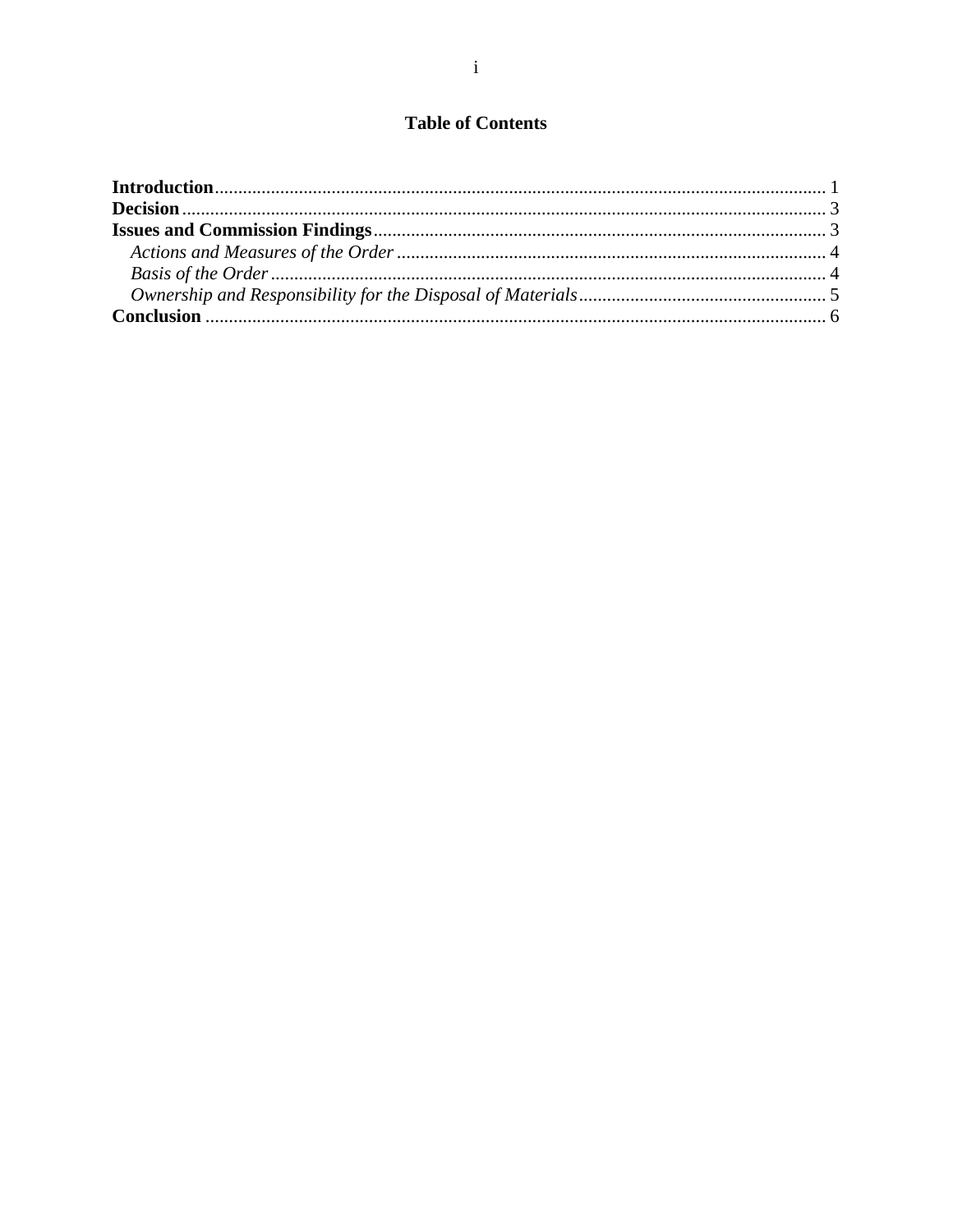# Table of Contents

**Introduction** .................................................................................................................. 1
**Decision** ........................................................................................................................ 3
**Issues and Commission Findings** ................................................................................ 3
  *Actions and Measures of the Order* ........................................................................... 4
  *Basis of the Order* ...................................................................................................... 4
  *Ownership and Responsibility for the Disposal of Materials* ..................................... 5
**Conclusion** .................................................................................................................... 6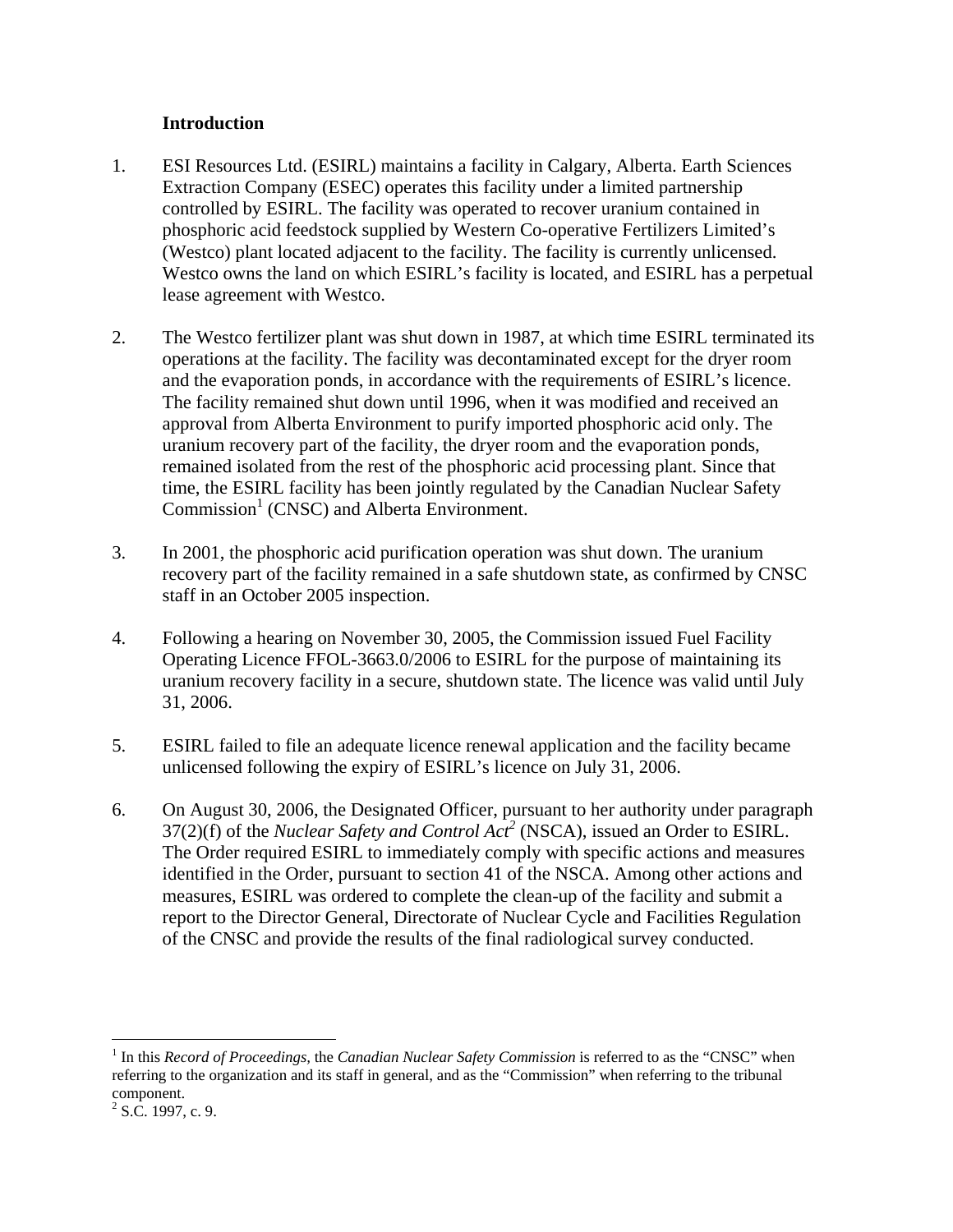# Introduction

1. ESI Resources Ltd. (ESIRL) maintains a facility in Calgary, Alberta. Earth Sciences Extraction Company (ESEC) operates this facility under a limited partnership controlled by ESIRL. The facility was operated to recover uranium contained in phosphoric acid feedstock supplied by Western Co-operative Fertilizers Limited's (Westco) plant located adjacent to the facility. The facility is currently unlicensed. Westco owns the land on which ESIRL's facility is located, and ESIRL has a perpetual lease agreement with Westco.

2. The Westco fertilizer plant was shut down in 1987, at which time ESIRL terminated its operations at the facility. The facility was decontaminated except for the dryer room and the evaporation ponds, in accordance with the requirements of ESIRL's licence. The facility remained shut down until 1996, when it was modified and received an approval from Alberta Environment to purify imported phosphoric acid only. The uranium recovery part of the facility, the dryer room and the evaporation ponds, remained isolated from the rest of the phosphoric acid processing plant. Since that time, the ESIRL facility has been jointly regulated by the Canadian Nuclear Safety Commission[1] (CNSC) and Alberta Environment.

3. In 2001, the phosphoric acid purification operation was shut down. The uranium recovery part of the facility remained in a safe shutdown state, as confirmed by CNSC staff in an October 2005 inspection.

4. Following a hearing on November 30, 2005, the Commission issued Fuel Facility Operating Licence FFOL-3663.0/2006 to ESIRL for the purpose of maintaining its uranium recovery facility in a secure, shutdown state. The licence was valid until July 31, 2006.

5. ESIRL failed to file an adequate licence renewal application and the facility became unlicensed following the expiry of ESIRL's licence on July 31, 2006.

6. On August 30, 2006, the Designated Officer, pursuant to her authority under paragraph 37(2)(f) of the *Nuclear Safety and Control Act*[2] (NSCA), issued an Order to ESIRL. The Order required ESIRL to immediately comply with specific actions and measures identified in the Order, pursuant to section 41 of the NSCA. Among other actions and measures, ESIRL was ordered to complete the clean-up of the facility and submit a report to the Director General, Directorate of Nuclear Cycle and Facilities Regulation of the CNSC and provide the results of the final radiological survey conducted.

---

[1] In this *Record of Proceedings,* the *Canadian Nuclear Safety Commission* is referred to as the "CNSC" when referring to the organization and its staff in general, and as the "Commission" when referring to the tribunal component.

[2] S.C. 1997, c. 9.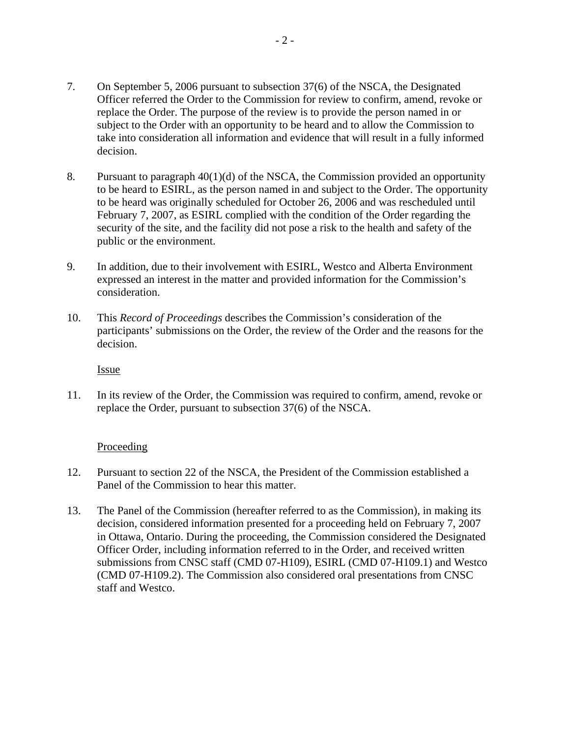7. On September 5, 2006 pursuant to subsection 37(6) of the NSCA, the Designated Officer referred the Order to the Commission for review to confirm, amend, revoke or replace the Order. The purpose of the review is to provide the person named in or subject to the Order with an opportunity to be heard and to allow the Commission to take into consideration all information and evidence that will result in a fully informed decision.

8. Pursuant to paragraph 40(1)(d) of the NSCA, the Commission provided an opportunity to be heard to ESIRL, as the person named in and subject to the Order. The opportunity to be heard was originally scheduled for October 26, 2006 and was rescheduled until February 7, 2007, as ESIRL complied with the condition of the Order regarding the security of the site, and the facility did not pose a risk to the health and safety of the public or the environment.

9. In addition, due to their involvement with ESIRL, Westco and Alberta Environment expressed an interest in the matter and provided information for the Commission's consideration.

10. This *Record of Proceedings* describes the Commission's consideration of the participants' submissions on the Order, the review of the Order and the reasons for the decision.

Issue

11. In its review of the Order, the Commission was required to confirm, amend, revoke or replace the Order, pursuant to subsection 37(6) of the NSCA.

Proceeding

12. Pursuant to section 22 of the NSCA, the President of the Commission established a Panel of the Commission to hear this matter.

13. The Panel of the Commission (hereafter referred to as the Commission), in making its decision, considered information presented for a proceeding held on February 7, 2007 in Ottawa, Ontario. During the proceeding, the Commission considered the Designated Officer Order, including information referred to in the Order, and received written submissions from CNSC staff (CMD 07-H109), ESIRL (CMD 07-H109.1) and Westco (CMD 07-H109.2). The Commission also considered oral presentations from CNSC staff and Westco.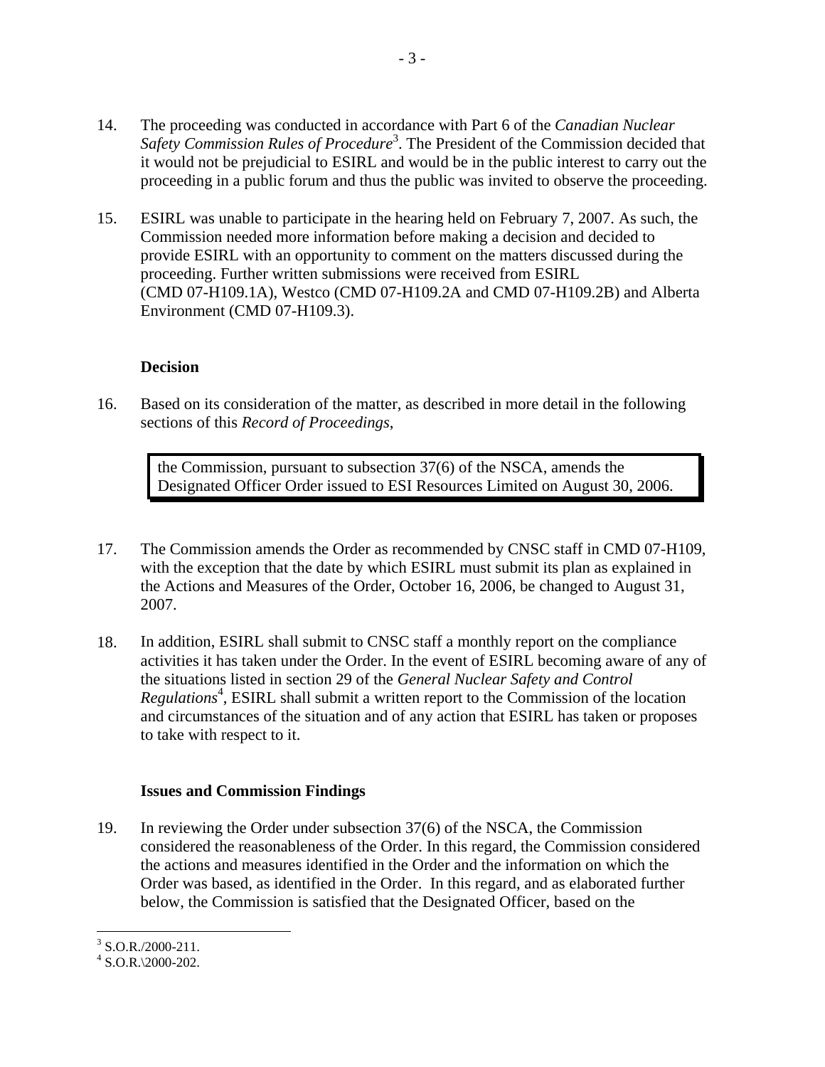14. The proceeding was conducted in accordance with Part 6 of the *Canadian Nuclear Safety Commission Rules of Procedure*[3]. The President of the Commission decided that it would not be prejudicial to ESIRL and would be in the public interest to carry out the proceeding in a public forum and thus the public was invited to observe the proceeding.

15. ESIRL was unable to participate in the hearing held on February 7, 2007. As such, the Commission needed more information before making a decision and decided to provide ESIRL with an opportunity to comment on the matters discussed during the proceeding. Further written submissions were received from ESIRL (CMD 07-H109.1A), Westco (CMD 07-H109.2A and CMD 07-H109.2B) and Alberta Environment (CMD 07-H109.3).

**Decision**

16. Based on its consideration of the matter, as described in more detail in the following sections of this *Record of Proceedings*,

> the Commission, pursuant to subsection 37(6) of the NSCA, amends the Designated Officer Order issued to ESI Resources Limited on August 30, 2006.

17. The Commission amends the Order as recommended by CNSC staff in CMD 07-H109, with the exception that the date by which ESIRL must submit its plan as explained in the Actions and Measures of the Order, October 16, 2006, be changed to August 31, 2007.

18. In addition, ESIRL shall submit to CNSC staff a monthly report on the compliance activities it has taken under the Order. In the event of ESIRL becoming aware of any of the situations listed in section 29 of the *General Nuclear Safety and Control Regulations*[4], ESIRL shall submit a written report to the Commission of the location and circumstances of the situation and of any action that ESIRL has taken or proposes to take with respect to it.

**Issues and Commission Findings**

19. In reviewing the Order under subsection 37(6) of the NSCA, the Commission considered the reasonableness of the Order. In this regard, the Commission considered the actions and measures identified in the Order and the information on which the Order was based, as identified in the Order. In this regard, and as elaborated further below, the Commission is satisfied that the Designated Officer, based on the

---

[3] S.O.R./2000-211.

[4] S.O.R.\2000-202.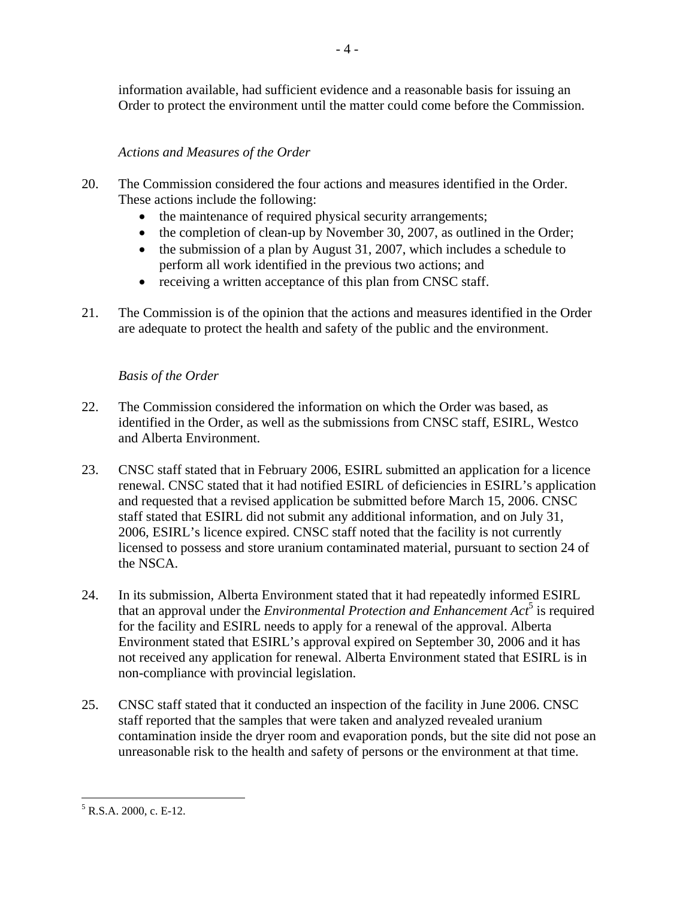information available, had sufficient evidence and a reasonable basis for issuing an Order to protect the environment until the matter could come before the Commission.

*Actions and Measures of the Order*

20. The Commission considered the four actions and measures identified in the Order. These actions include the following:
    - the maintenance of required physical security arrangements;
    - the completion of clean-up by November 30, 2007, as outlined in the Order;
    - the submission of a plan by August 31, 2007, which includes a schedule to perform all work identified in the previous two actions; and
    - receiving a written acceptance of this plan from CNSC staff.

21. The Commission is of the opinion that the actions and measures identified in the Order are adequate to protect the health and safety of the public and the environment.

*Basis of the Order*

22. The Commission considered the information on which the Order was based, as identified in the Order, as well as the submissions from CNSC staff, ESIRL, Westco and Alberta Environment.

23. CNSC staff stated that in February 2006, ESIRL submitted an application for a licence renewal. CNSC stated that it had notified ESIRL of deficiencies in ESIRL's application and requested that a revised application be submitted before March 15, 2006. CNSC staff stated that ESIRL did not submit any additional information, and on July 31, 2006, ESIRL's licence expired. CNSC staff noted that the facility is not currently licensed to possess and store uranium contaminated material, pursuant to section 24 of the NSCA.

24. In its submission, Alberta Environment stated that it had repeatedly informed ESIRL that an approval under the *Environmental Protection and Enhancement Act*[5] is required for the facility and ESIRL needs to apply for a renewal of the approval. Alberta Environment stated that ESIRL's approval expired on September 30, 2006 and it has not received any application for renewal. Alberta Environment stated that ESIRL is in non-compliance with provincial legislation.

25. CNSC staff stated that it conducted an inspection of the facility in June 2006. CNSC staff reported that the samples that were taken and analyzed revealed uranium contamination inside the dryer room and evaporation ponds, but the site did not pose an unreasonable risk to the health and safety of persons or the environment at that time.

---

[5] R.S.A. 2000, c. E-12.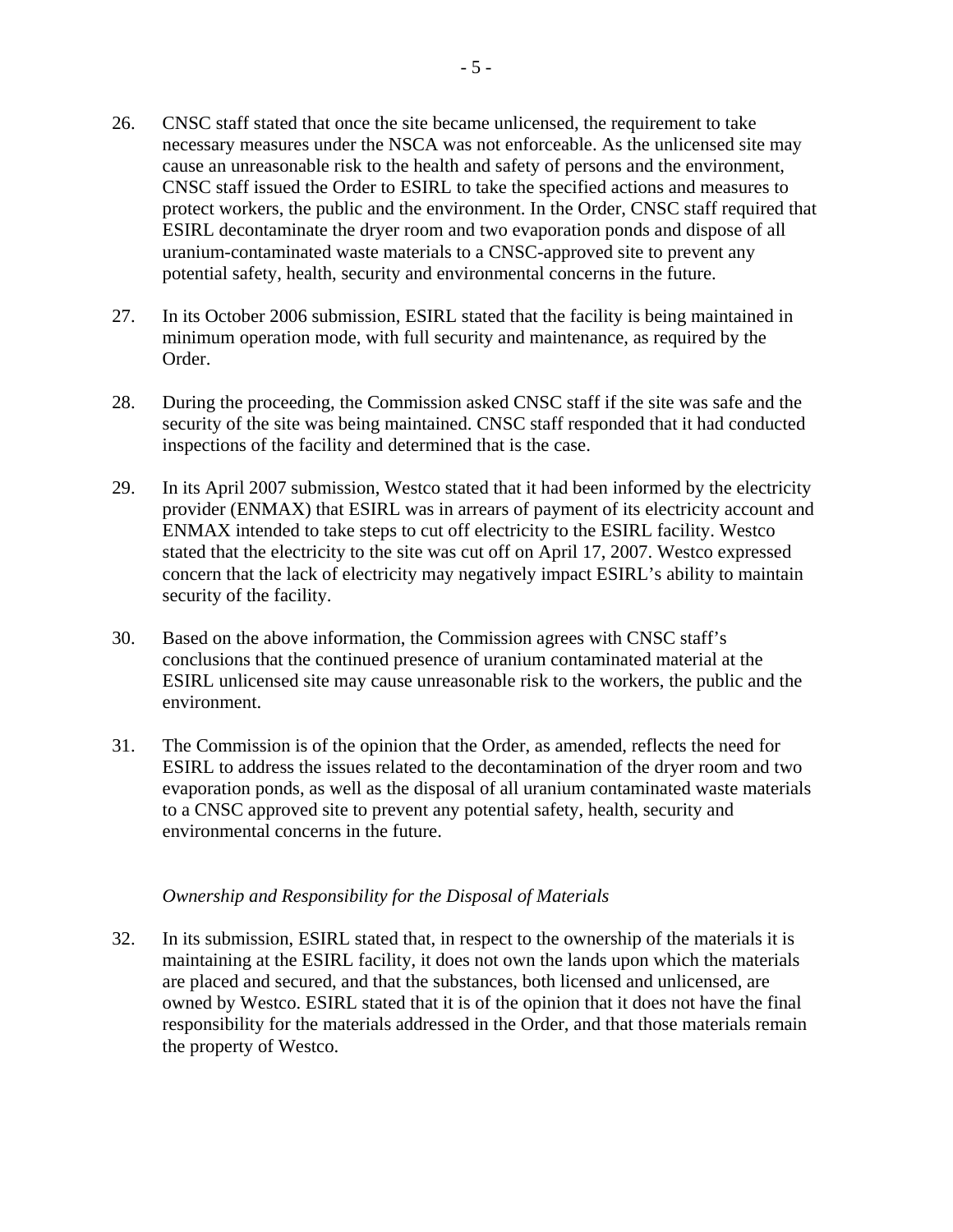26. CNSC staff stated that once the site became unlicensed, the requirement to take necessary measures under the NSCA was not enforceable. As the unlicensed site may cause an unreasonable risk to the health and safety of persons and the environment, CNSC staff issued the Order to ESIRL to take the specified actions and measures to protect workers, the public and the environment. In the Order, CNSC staff required that ESIRL decontaminate the dryer room and two evaporation ponds and dispose of all uranium-contaminated waste materials to a CNSC-approved site to prevent any potential safety, health, security and environmental concerns in the future.

27. In its October 2006 submission, ESIRL stated that the facility is being maintained in minimum operation mode, with full security and maintenance, as required by the Order.

28. During the proceeding, the Commission asked CNSC staff if the site was safe and the security of the site was being maintained. CNSC staff responded that it had conducted inspections of the facility and determined that is the case.

29. In its April 2007 submission, Westco stated that it had been informed by the electricity provider (ENMAX) that ESIRL was in arrears of payment of its electricity account and ENMAX intended to take steps to cut off electricity to the ESIRL facility. Westco stated that the electricity to the site was cut off on April 17, 2007. Westco expressed concern that the lack of electricity may negatively impact ESIRL's ability to maintain security of the facility.

30. Based on the above information, the Commission agrees with CNSC staff's conclusions that the continued presence of uranium contaminated material at the ESIRL unlicensed site may cause unreasonable risk to the workers, the public and the environment.

31. The Commission is of the opinion that the Order, as amended, reflects the need for ESIRL to address the issues related to the decontamination of the dryer room and two evaporation ponds, as well as the disposal of all uranium contaminated waste materials to a CNSC approved site to prevent any potential safety, health, security and environmental concerns in the future.

*Ownership and Responsibility for the Disposal of Materials*

32. In its submission, ESIRL stated that, in respect to the ownership of the materials it is maintaining at the ESIRL facility, it does not own the lands upon which the materials are placed and secured, and that the substances, both licensed and unlicensed, are owned by Westco. ESIRL stated that it is of the opinion that it does not have the final responsibility for the materials addressed in the Order, and that those materials remain the property of Westco.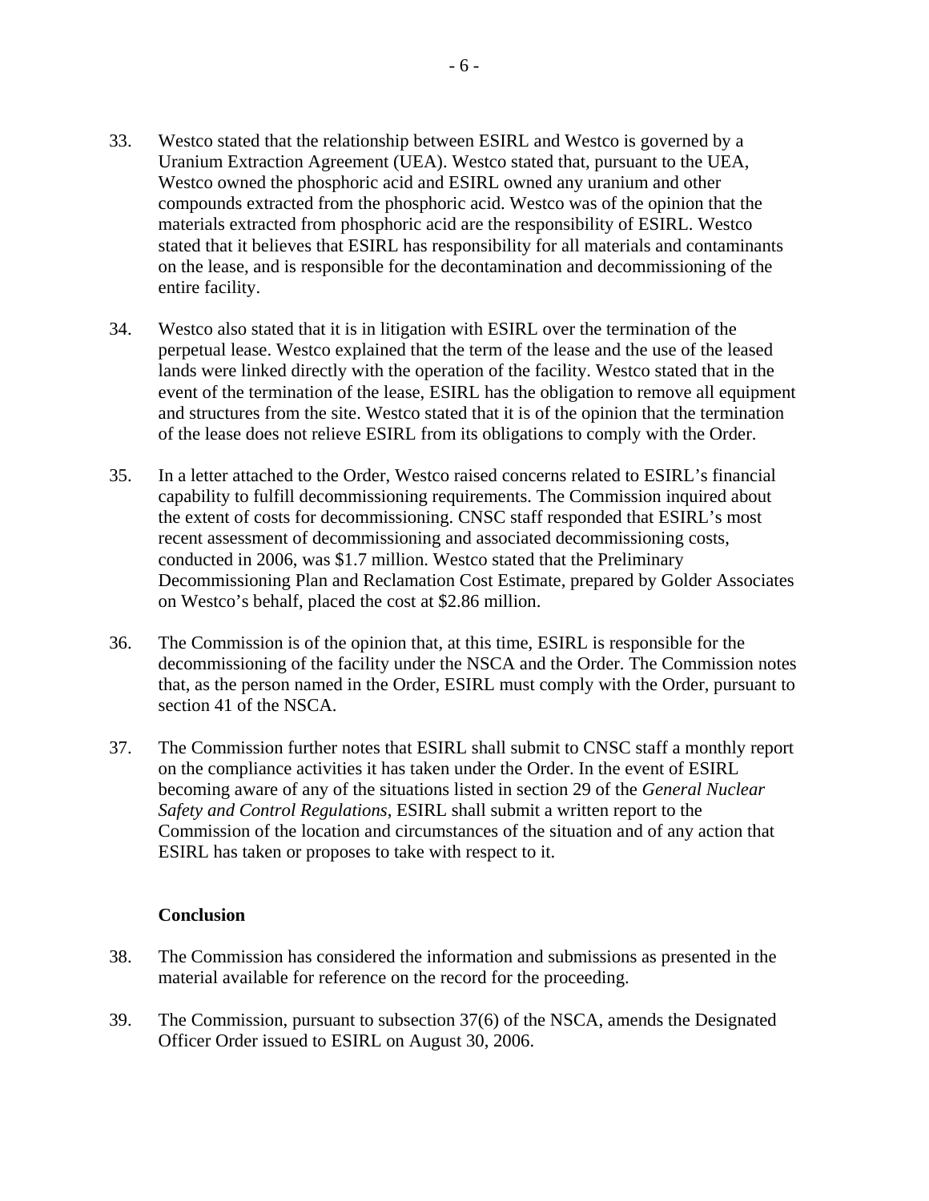33. Westco stated that the relationship between ESIRL and Westco is governed by a Uranium Extraction Agreement (UEA). Westco stated that, pursuant to the UEA, Westco owned the phosphoric acid and ESIRL owned any uranium and other compounds extracted from the phosphoric acid. Westco was of the opinion that the materials extracted from phosphoric acid are the responsibility of ESIRL. Westco stated that it believes that ESIRL has responsibility for all materials and contaminants on the lease, and is responsible for the decontamination and decommissioning of the entire facility.

34. Westco also stated that it is in litigation with ESIRL over the termination of the perpetual lease. Westco explained that the term of the lease and the use of the leased lands were linked directly with the operation of the facility. Westco stated that in the event of the termination of the lease, ESIRL has the obligation to remove all equipment and structures from the site. Westco stated that it is of the opinion that the termination of the lease does not relieve ESIRL from its obligations to comply with the Order.

35. In a letter attached to the Order, Westco raised concerns related to ESIRL's financial capability to fulfill decommissioning requirements. The Commission inquired about the extent of costs for decommissioning. CNSC staff responded that ESIRL's most recent assessment of decommissioning and associated decommissioning costs, conducted in 2006, was $1.7 million. Westco stated that the Preliminary Decommissioning Plan and Reclamation Cost Estimate, prepared by Golder Associates on Westco's behalf, placed the cost at $2.86 million.

36. The Commission is of the opinion that, at this time, ESIRL is responsible for the decommissioning of the facility under the NSCA and the Order. The Commission notes that, as the person named in the Order, ESIRL must comply with the Order, pursuant to section 41 of the NSCA.

37. The Commission further notes that ESIRL shall submit to CNSC staff a monthly report on the compliance activities it has taken under the Order. In the event of ESIRL becoming aware of any of the situations listed in section 29 of the *General Nuclear Safety and Control Regulations*, ESIRL shall submit a written report to the Commission of the location and circumstances of the situation and of any action that ESIRL has taken or proposes to take with respect to it.

**Conclusion**

38. The Commission has considered the information and submissions as presented in the material available for reference on the record for the proceeding.

39. The Commission, pursuant to subsection 37(6) of the NSCA, amends the Designated Officer Order issued to ESIRL on August 30, 2006.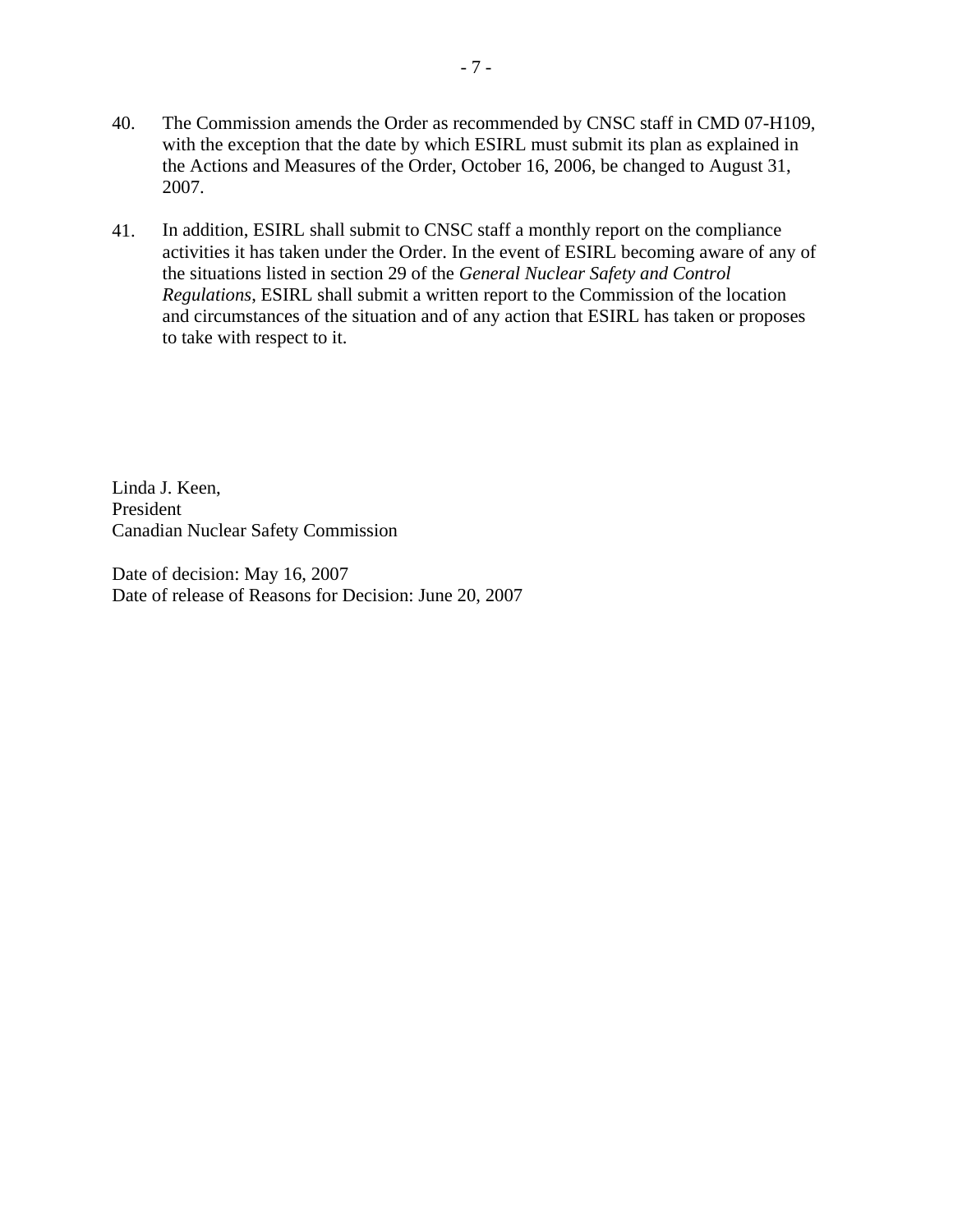40. The Commission amends the Order as recommended by CNSC staff in CMD 07-H109, with the exception that the date by which ESIRL must submit its plan as explained in the Actions and Measures of the Order, October 16, 2006, be changed to August 31, 2007.

41. In addition, ESIRL shall submit to CNSC staff a monthly report on the compliance activities it has taken under the Order. In the event of ESIRL becoming aware of any of the situations listed in section 29 of the *General Nuclear Safety and Control Regulations*, ESIRL shall submit a written report to the Commission of the location and circumstances of the situation and of any action that ESIRL has taken or proposes to take with respect to it.

Linda J. Keen,
President
Canadian Nuclear Safety Commission

Date of decision: May 16, 2007
Date of release of Reasons for Decision: June 20, 2007